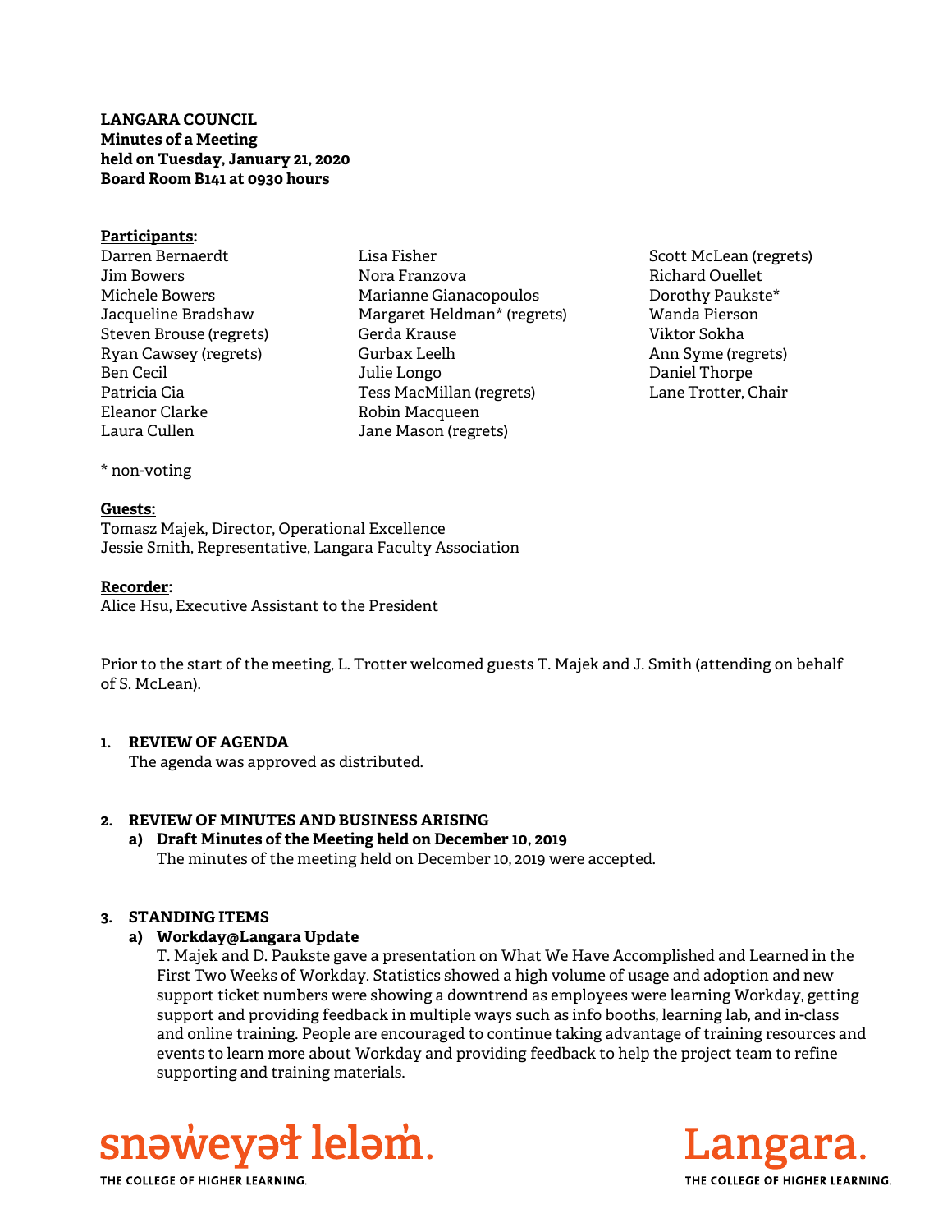**LANGARA COUNCIL**
**Minutes of a Meeting**
**held on Tuesday, January 21, 2020**
**Board Room B141 at 0930 hours**

**Participants:**

Darren Bernaerdt
Jim Bowers
Michele Bowers
Jacqueline Bradshaw
Steven Brouse (regrets)
Ryan Cawsey (regrets)
Ben Cecil
Patricia Cia
Eleanor Clarke
Laura Cullen
Lisa Fisher
Nora Franzova
Marianne Gianacopoulos
Margaret Heldman* (regrets)
Gerda Krause
Gurbax Leelh
Julie Longo
Tess MacMillan (regrets)
Robin Macqueen
Jane Mason (regrets)
Scott McLean (regrets)
Richard Ouellet
Dorothy Paukste*
Wanda Pierson
Viktor Sokha
Ann Syme (regrets)
Daniel Thorpe
Lane Trotter, Chair

\* non-voting

**Guests:**
Tomasz Majek, Director, Operational Excellence
Jessie Smith, Representative, Langara Faculty Association

**Recorder:**
Alice Hsu, Executive Assistant to the President

Prior to the start of the meeting, L. Trotter welcomed guests T. Majek and J. Smith (attending on behalf of S. McLean).

**1. REVIEW OF AGENDA**

The agenda was approved as distributed.

**2. REVIEW OF MINUTES AND BUSINESS ARISING**

**a) Draft Minutes of the Meeting held on December 10, 2019**

The minutes of the meeting held on December 10, 2019 were accepted.

**3. STANDING ITEMS**

**a) Workday@Langara Update**

T. Majek and D. Paukste gave a presentation on What We Have Accomplished and Learned in the First Two Weeks of Workday. Statistics showed a high volume of usage and adoption and new support ticket numbers were showing a downtrend as employees were learning Workday, getting support and providing feedback in multiple ways such as info booths, learning lab, and in-class and online training. People are encouraged to continue taking advantage of training resources and events to learn more about Workday and providing feedback to help the project team to refine supporting and training materials.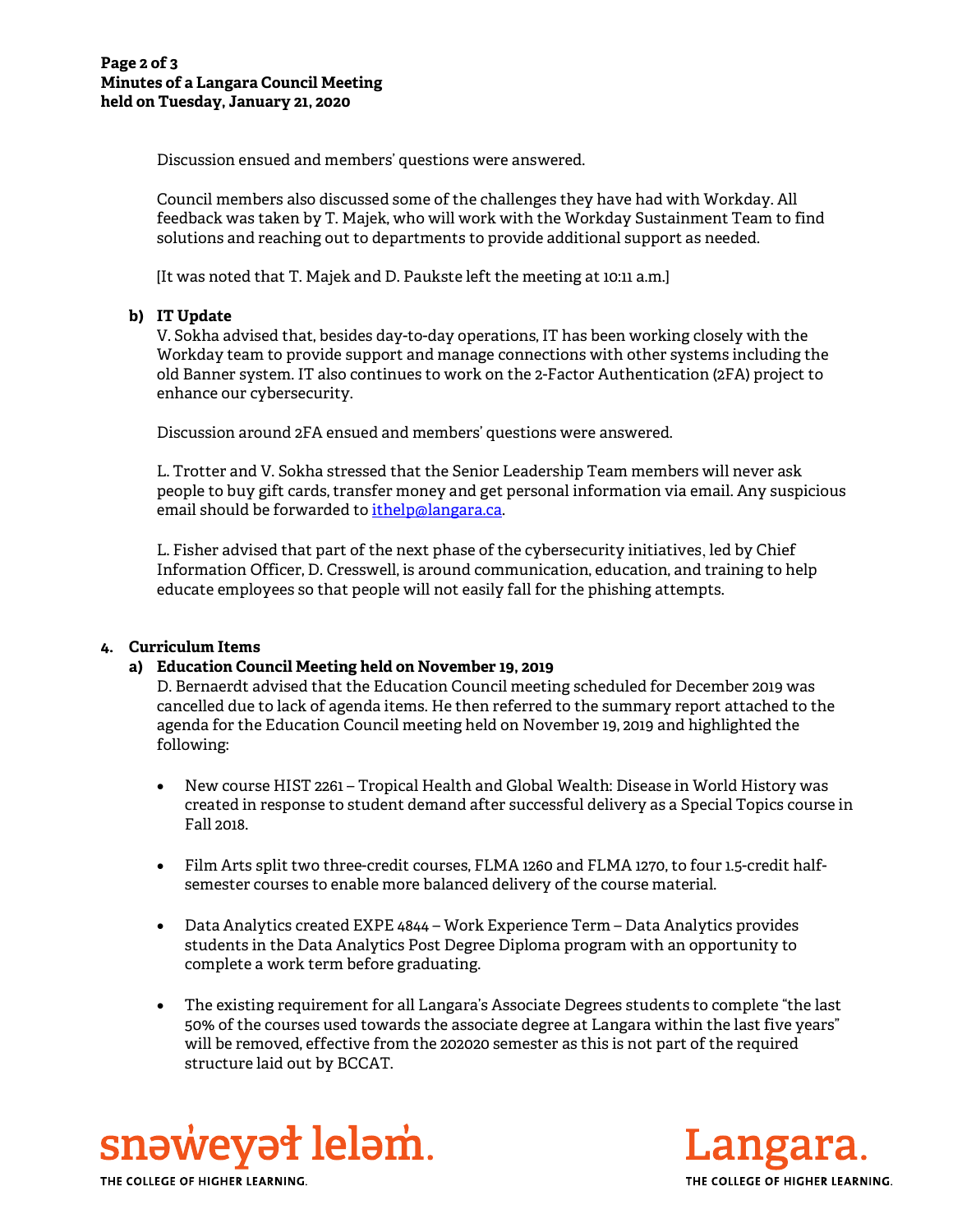Discussion ensued and members' questions were answered.

Council members also discussed some of the challenges they have had with Workday. All feedback was taken by T. Majek, who will work with the Workday Sustainment Team to find solutions and reaching out to departments to provide additional support as needed.

[It was noted that T. Majek and D. Paukste left the meeting at 10:11 a.m.]

**b) IT Update**

V. Sokha advised that, besides day-to-day operations, IT has been working closely with the Workday team to provide support and manage connections with other systems including the old Banner system. IT also continues to work on the 2-Factor Authentication (2FA) project to enhance our cybersecurity.

Discussion around 2FA ensued and members' questions were answered.

L. Trotter and V. Sokha stressed that the Senior Leadership Team members will never ask people to buy gift cards, transfer money and get personal information via email. Any suspicious email should be forwarded to ithelp@langara.ca.

L. Fisher advised that part of the next phase of the cybersecurity initiatives, led by Chief Information Officer, D. Cresswell, is around communication, education, and training to help educate employees so that people will not easily fall for the phishing attempts.

## 4. Curriculum Items

**a) Education Council Meeting held on November 19, 2019**

D. Bernaerdt advised that the Education Council meeting scheduled for December 2019 was cancelled due to lack of agenda items. He then referred to the summary report attached to the agenda for the Education Council meeting held on November 19, 2019 and highlighted the following:

- New course HIST 2261 – Tropical Health and Global Wealth: Disease in World History was created in response to student demand after successful delivery as a Special Topics course in Fall 2018.

- Film Arts split two three-credit courses, FLMA 1260 and FLMA 1270, to four 1.5-credit half-semester courses to enable more balanced delivery of the course material.

- Data Analytics created EXPE 4844 – Work Experience Term – Data Analytics provides students in the Data Analytics Post Degree Diploma program with an opportunity to complete a work term before graduating.

- The existing requirement for all Langara's Associate Degrees students to complete "the last 50% of the courses used towards the associate degree at Langara within the last five years" will be removed, effective from the 202020 semester as this is not part of the required structure laid out by BCCAT.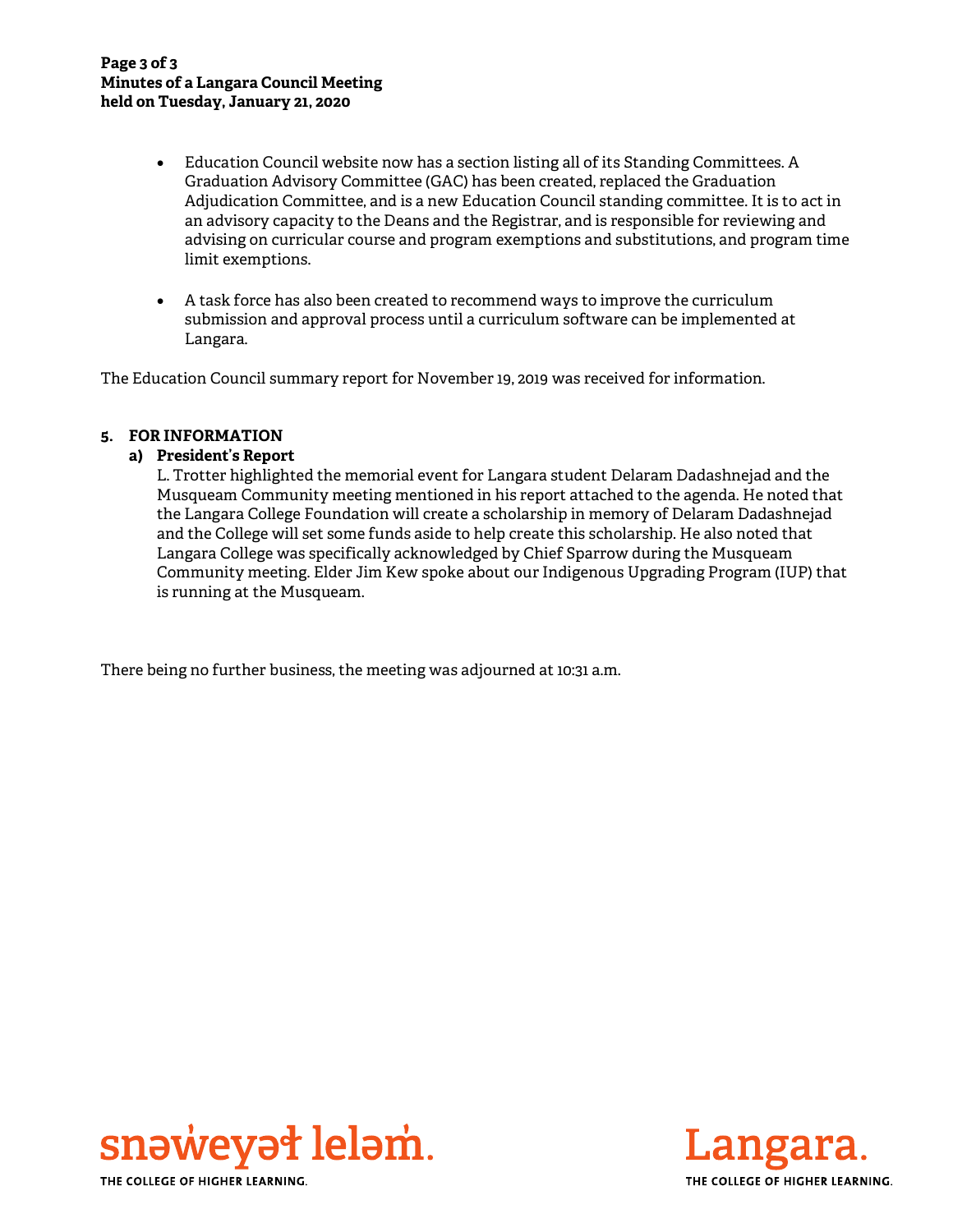- Education Council website now has a section listing all of its Standing Committees. A Graduation Advisory Committee (GAC) has been created, replaced the Graduation Adjudication Committee, and is a new Education Council standing committee. It is to act in an advisory capacity to the Deans and the Registrar, and is responsible for reviewing and advising on curricular course and program exemptions and substitutions, and program time limit exemptions.

- A task force has also been created to recommend ways to improve the curriculum submission and approval process until a curriculum software can be implemented at Langara.

The Education Council summary report for November 19, 2019 was received for information.

## 5. FOR INFORMATION

### a) President's Report

L. Trotter highlighted the memorial event for Langara student Delaram Dadashnejad and the Musqueam Community meeting mentioned in his report attached to the agenda. He noted that the Langara College Foundation will create a scholarship in memory of Delaram Dadashnejad and the College will set some funds aside to help create this scholarship. He also noted that Langara College was specifically acknowledged by Chief Sparrow during the Musqueam Community meeting. Elder Jim Kew spoke about our Indigenous Upgrading Program (IUP) that is running at the Musqueam.

There being no further business, the meeting was adjourned at 10:31 a.m.

snəw̓eyəɬ leləm̓.
THE COLLEGE OF HIGHER LEARNING.

Langara.
THE COLLEGE OF HIGHER LEARNING.